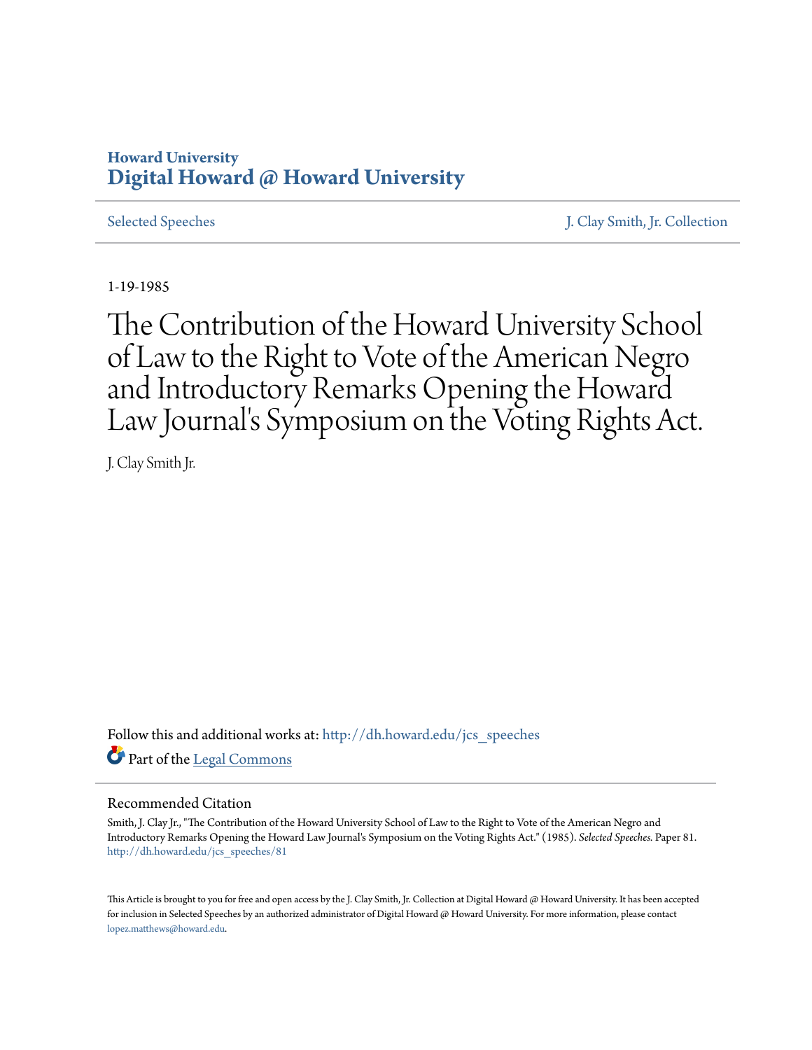Howard University
**Digital Howard @ Howard University**

Selected Speeches | J. Clay Smith, Jr. Collection

1-19-1985

# The Contribution of the Howard University School of Law to the Right to Vote of the American Negro and Introductory Remarks Opening the Howard Law Journal's Symposium on the Voting Rights Act.

J. Clay Smith Jr.

Follow this and additional works at: http://dh.howard.edu/jcs_speeches

Part of the Legal Commons

## Recommended Citation

Smith, J. Clay Jr., "The Contribution of the Howard University School of Law to the Right to Vote of the American Negro and Introductory Remarks Opening the Howard Law Journal's Symposium on the Voting Rights Act." (1985). *Selected Speeches.* Paper 81.
http://dh.howard.edu/jcs_speeches/81

This Article is brought to you for free and open access by the J. Clay Smith, Jr. Collection at Digital Howard @ Howard University. It has been accepted for inclusion in Selected Speeches by an authorized administrator of Digital Howard @ Howard University. For more information, please contact lopez.matthews@howard.edu.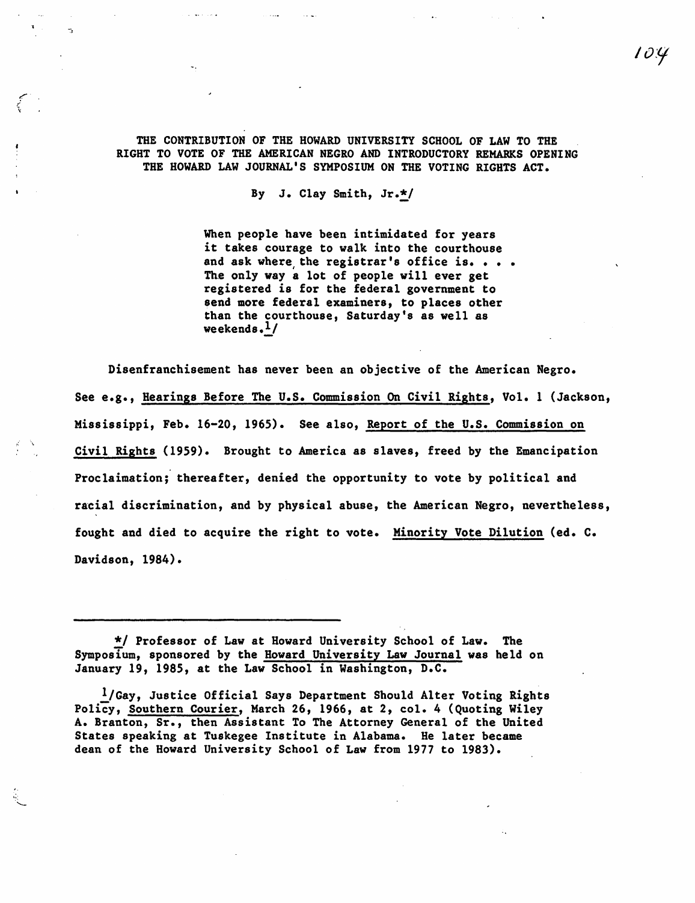THE CONTRIBUTION OF THE HOWARD UNIVERSITY SCHOOL OF LAW TO THE RIGHT TO VOTE OF THE AMERICAN NEGRO AND INTRODUCTORY REMARKS OPENING THE HOWARD LAW JOURNAL'S SYMPOSIUM ON THE VOTING RIGHTS ACT.

By J. Clay Smith, Jr.*/

> When people have been intimidated for years it takes courage to walk into the courthouse and ask where the registrar's office is. . . . The only way a lot of people will ever get registered is for the federal government to send more federal examiners, to places other than the courthouse, Saturday's as well as weekends.[1]/

Disenfranchisement has never been an objective of the American Negro. See e.g., Hearings Before The U.S. Commission On Civil Rights, Vol. 1 (Jackson, Mississippi, Feb. 16-20, 1965). See also, Report of the U.S. Commission on Civil Rights (1959). Brought to America as slaves, freed by the Emancipation Proclaimation; thereafter, denied the opportunity to vote by political and racial discrimination, and by physical abuse, the American Negro, nevertheless, fought and died to acquire the right to vote. Minority Vote Dilution (ed. C. Davidson, 1984).

---

*/ Professor of Law at Howard University School of Law. The Symposium, sponsored by the Howard University Law Journal was held on January 19, 1985, at the Law School in Washington, D.C.

[1]/Gay, Justice Official Says Department Should Alter Voting Rights Policy, Southern Courier, March 26, 1966, at 2, col. 4 (Quoting Wiley A. Branton, Sr., then Assistant To The Attorney General of the United States speaking at Tuskegee Institute in Alabama. He later became dean of the Howard University School of Law from 1977 to 1983).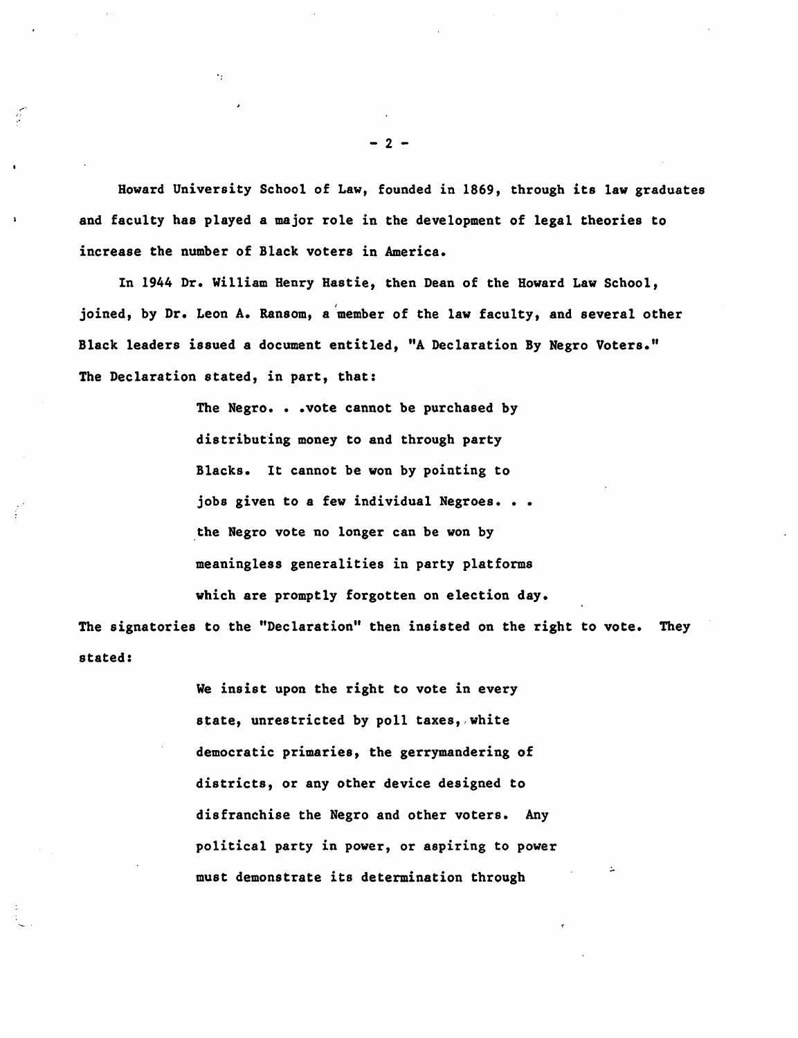Howard University School of Law, founded in 1869, through its law graduates and faculty has played a major role in the development of legal theories to increase the number of Black voters in America.

In 1944 Dr. William Henry Hastie, then Dean of the Howard Law School, joined, by Dr. Leon A. Ransom, a member of the law faculty, and several other Black leaders issued a document entitled, "A Declaration By Negro Voters." The Declaration stated, in part, that:

> The Negro. . .vote cannot be purchased by distributing money to and through party Blacks. It cannot be won by pointing to jobs given to a few individual Negroes. . . the Negro vote no longer can be won by meaningless generalities in party platforms which are promptly forgotten on election day.

The signatories to the "Declaration" then insisted on the right to vote. They stated:

> We insist upon the right to vote in every state, unrestricted by poll taxes, white democratic primaries, the gerrymandering of districts, or any other device designed to disfranchise the Negro and other voters. Any political party in power, or aspiring to power must demonstrate its determination through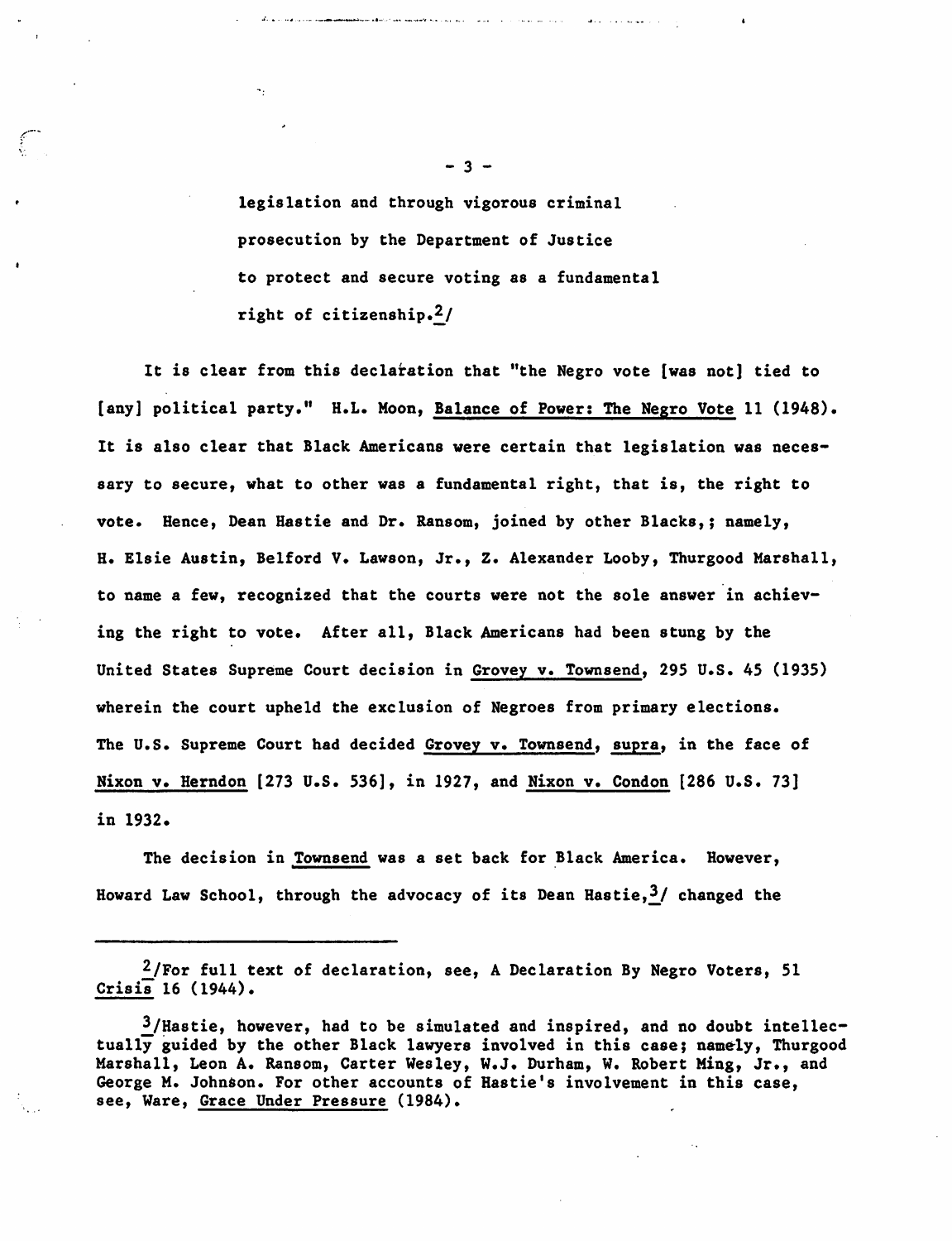legislation and through vigorous criminal prosecution by the Department of Justice to protect and secure voting as a fundamental right of citizenship.[2]

It is clear from this declaration that "the Negro vote [was not] tied to [any] political party." H.L. Moon, Balance of Power: The Negro Vote 11 (1948). It is also clear that Black Americans were certain that legislation was necessary to secure, what to other was a fundamental right, that is, the right to vote. Hence, Dean Hastie and Dr. Ransom, joined by other Blacks,; namely, H. Elsie Austin, Belford V. Lawson, Jr., Z. Alexander Looby, Thurgood Marshall, to name a few, recognized that the courts were not the sole answer in achieving the right to vote. After all, Black Americans had been stung by the United States Supreme Court decision in Grovey v. Townsend, 295 U.S. 45 (1935) wherein the court upheld the exclusion of Negroes from primary elections. The U.S. Supreme Court had decided Grovey v. Townsend, supra, in the face of Nixon v. Herndon [273 U.S. 536], in 1927, and Nixon v. Condon [286 U.S. 73] in 1932.

The decision in Townsend was a set back for Black America. However, Howard Law School, through the advocacy of its Dean Hastie,[3] changed the

---

[2]/For full text of declaration, see, A Declaration By Negro Voters, 51 Crisis 16 (1944).

[3]/Hastie, however, had to be simulated and inspired, and no doubt intellectually guided by the other Black lawyers involved in this case; namely, Thurgood Marshall, Leon A. Ransom, Carter Wesley, W.J. Durham, W. Robert Ming, Jr., and George M. Johnson. For other accounts of Hastie's involvement in this case, see, Ware, Grace Under Pressure (1984).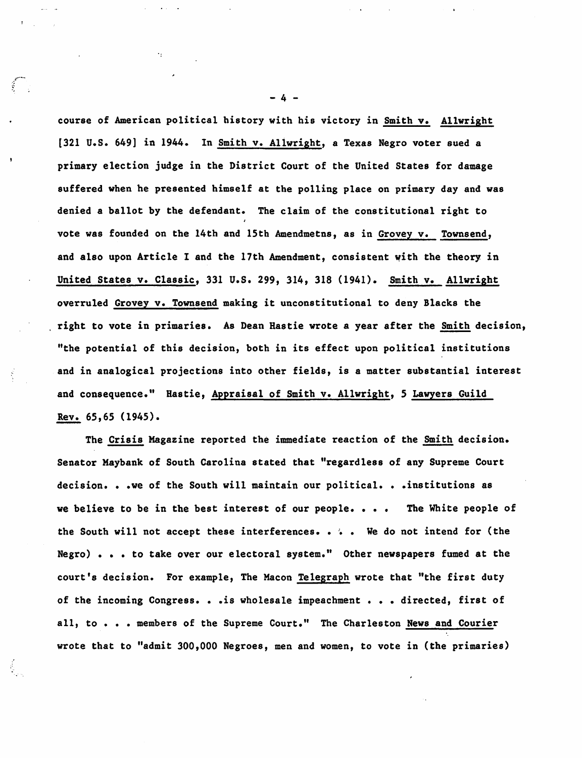course of American political history with his victory in _Smith v. Allwright_ [321 U.S. 649] in 1944. In _Smith v. Allwright_, a Texas Negro voter sued a primary election judge in the District Court of the United States for damage suffered when he presented himself at the polling place on primary day and was denied a ballot by the defendant. The claim of the constitutional right to vote was founded on the 14th and 15th Amendmetns, as in _Grovey v. Townsend_, and also upon Article I and the 17th Amendment, consistent with the theory in _United States v. Classic_, 331 U.S. 299, 314, 318 (1941). _Smith v. Allwright_ overruled _Grovey v. Townsend_ making it unconstitutional to deny Blacks the right to vote in primaries. As Dean Hastie wrote a year after the _Smith_ decision, "the potential of this decision, both in its effect upon political institutions and in analogical projections into other fields, is a matter substantial interest and consequence." Hastie, _Appraisal of Smith v. Allwright_, 5 _Lawyers Guild Rev._ 65,65 (1945).

The _Crisis_ Magazine reported the immediate reaction of the _Smith_ decision. Senator Maybank of South Carolina stated that "regardless of any Supreme Court decision. . .we of the South will maintain our political. . .institutions as we believe to be in the best interest of our people. . . . The White people of the South will not accept these interferences. . . . We do not intend for (the Negro) . . . to take over our electoral system." Other newspapers fumed at the court's decision. For example, The Macon _Telegraph_ wrote that "the first duty of the incoming Congress. . .is wholesale impeachment . . . directed, first of all, to . . . members of the Supreme Court." The Charleston _News and Courier_ wrote that to "admit 300,000 Negroes, men and women, to vote in (the primaries)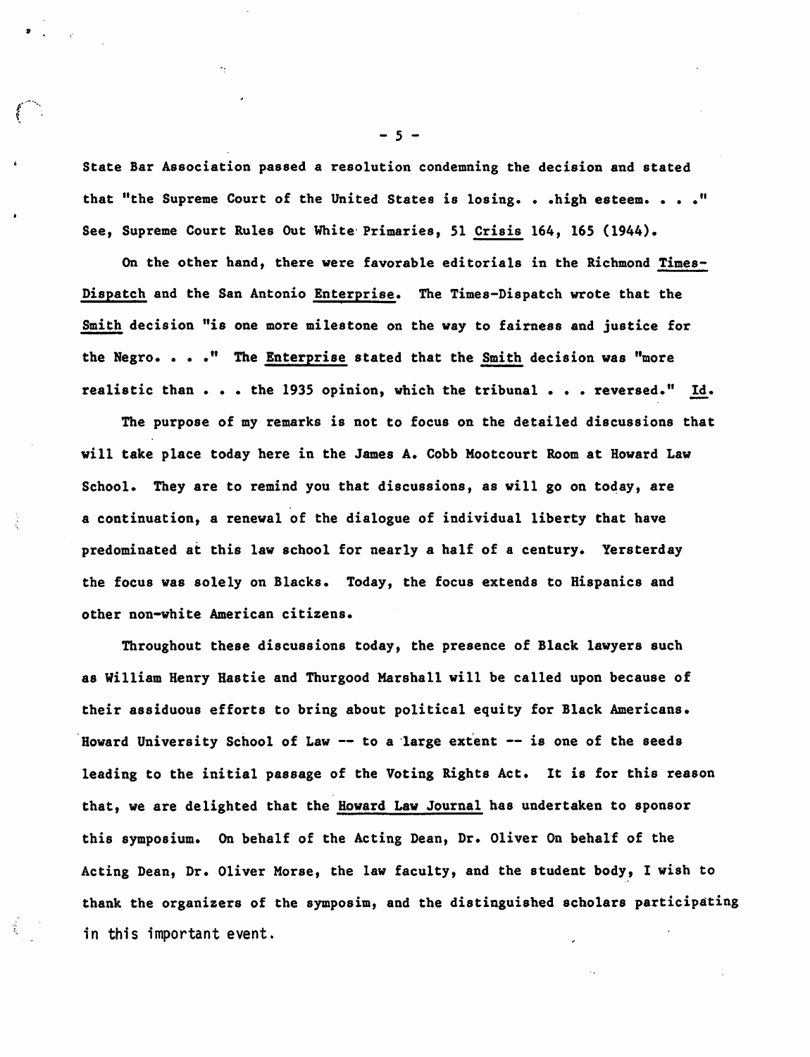State Bar Association passed a resolution condemning the decision and stated that "the Supreme Court of the United States is losing. . .high esteem. . . ." See, Supreme Court Rules Out White Primaries, 51 _Crisis_ 164, 165 (1944).

On the other hand, there were favorable editorials in the Richmond _Times-Dispatch_ and the San Antonio _Enterprise_. The Times-Dispatch wrote that the _Smith_ decision "is one more milestone on the way to fairness and justice for the Negro. . . ." The _Enterprise_ stated that the _Smith_ decision was "more realistic than . . . the 1935 opinion, which the tribunal . . . reversed." _Id._

The purpose of my remarks is not to focus on the detailed discussions that will take place today here in the James A. Cobb Mootcourt Room at Howard Law School. They are to remind you that discussions, as will go on today, are a continuation, a renewal of the dialogue of individual liberty that have predominated at this law school for nearly a half of a century. Yersterday the focus was solely on Blacks. Today, the focus extends to Hispanics and other non-white American citizens.

Throughout these discussions today, the presence of Black lawyers such as William Henry Hastie and Thurgood Marshall will be called upon because of their assiduous efforts to bring about political equity for Black Americans. Howard University School of Law -- to a large extent -- is one of the seeds leading to the initial passage of the Voting Rights Act. It is for this reason that, we are delighted that the _Howard Law Journal_ has undertaken to sponsor this symposium. On behalf of the Acting Dean, Dr. Oliver On behalf of the Acting Dean, Dr. Oliver Morse, the law faculty, and the student body, I wish to thank the organizers of the symposim, and the distinguished scholars participating in this important event.